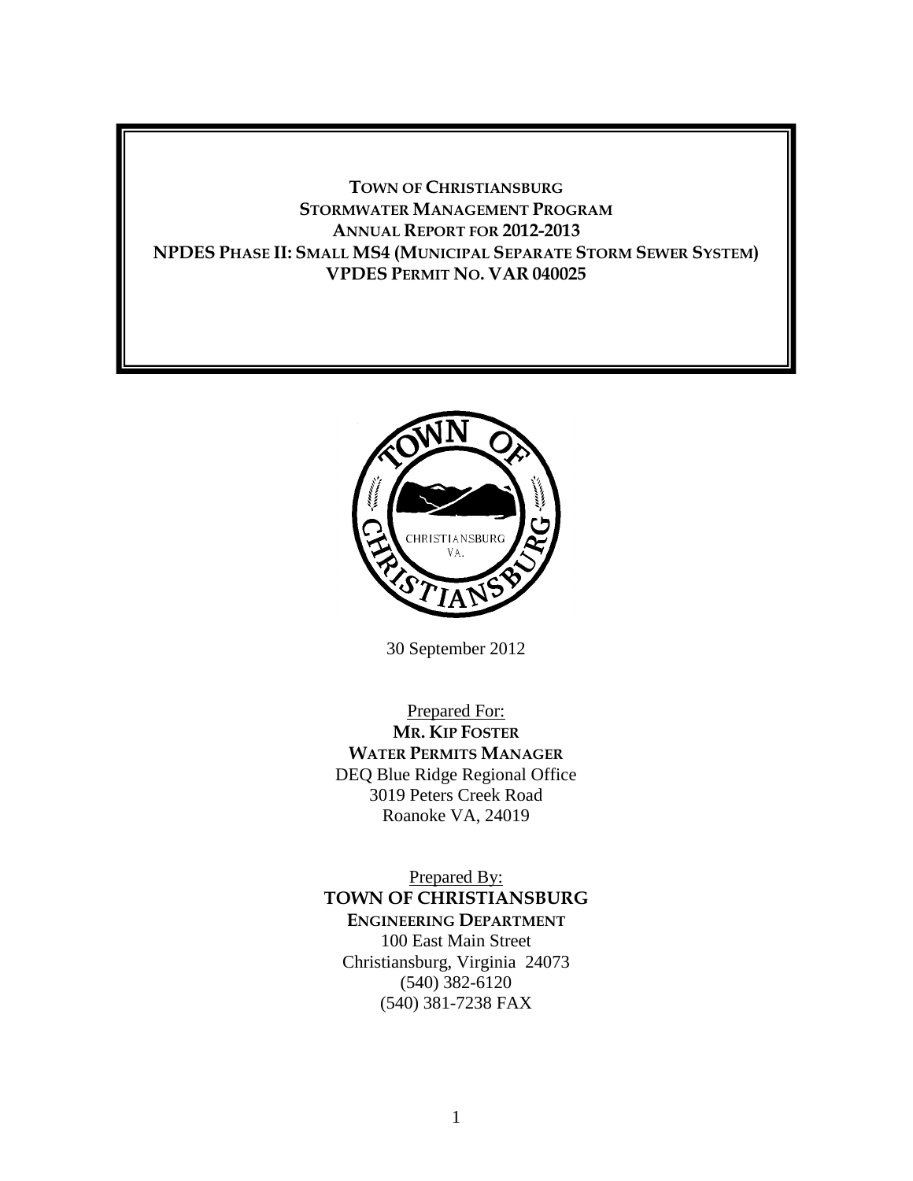# TOWN OF CHRISTIANSBURG
# STORMWATER MANAGEMENT PROGRAM
# ANNUAL REPORT FOR 2012-2013
# NPDES PHASE II: SMALL MS4 (MUNICIPAL SEPARATE STORM SEWER SYSTEM)
# VPDES PERMIT NO. VAR 040025

30 September 2012

Prepared For:
**MR. KIP FOSTER**
**WATER PERMITS MANAGER**
DEQ Blue Ridge Regional Office
3019 Peters Creek Road
Roanoke VA, 24019

Prepared By:
**TOWN OF CHRISTIANSBURG**
**ENGINEERING DEPARTMENT**
100 East Main Street
Christiansburg, Virginia 24073
(540) 382-6120
(540) 381-7238 FAX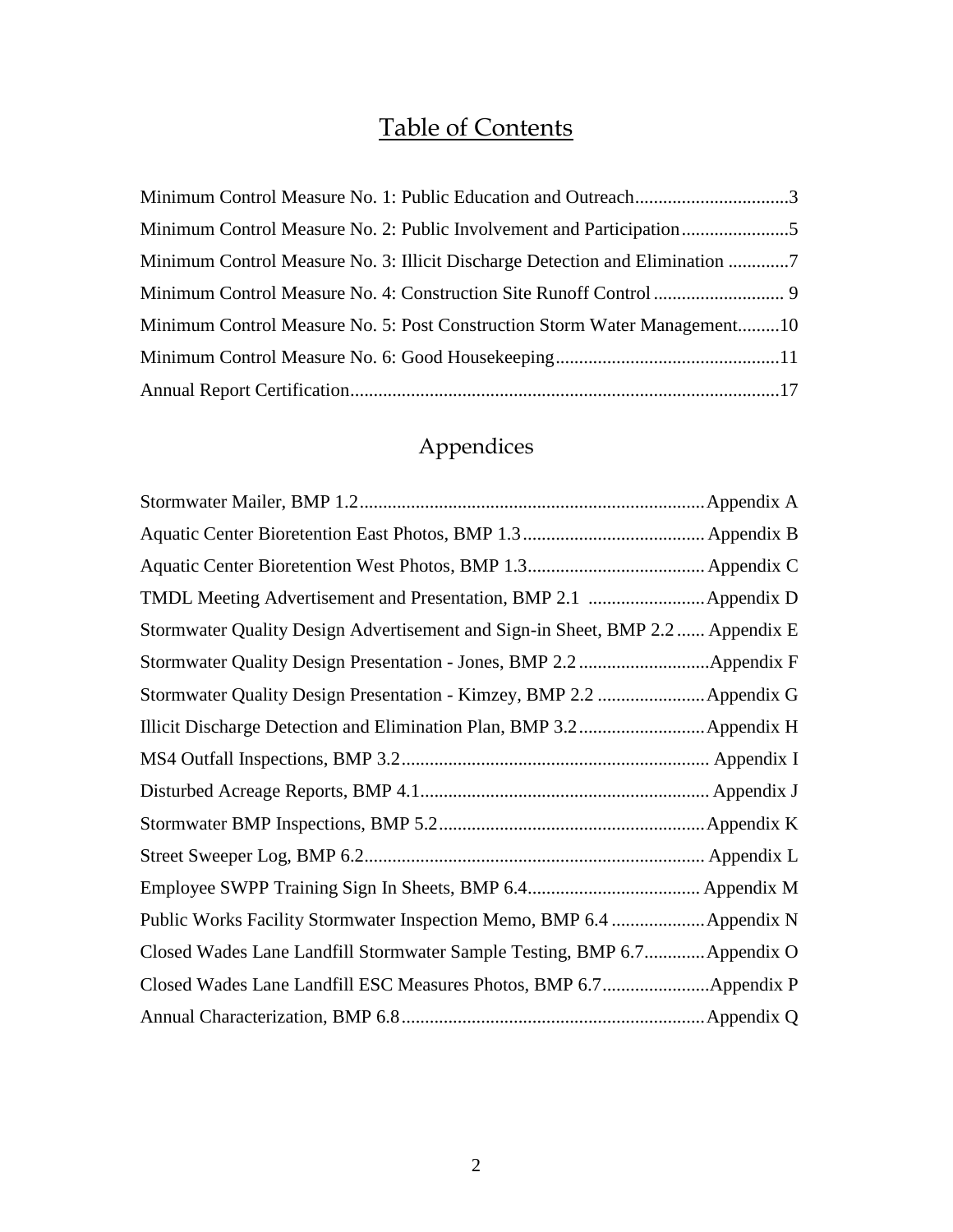# Table of Contents

Minimum Control Measure No. 1: Public Education and Outreach................................3

Minimum Control Measure No. 2: Public Involvement and Participation.......................5

Minimum Control Measure No. 3: Illicit Discharge Detection and Elimination .............7

Minimum Control Measure No. 4: Construction Site Runoff Control ............................ 9

Minimum Control Measure No. 5: Post Construction Storm Water Management.........10

Minimum Control Measure No. 6: Good Housekeeping................................................11

Annual Report Certification...........................................................................................17

# Appendices

Stormwater Mailer, BMP 1.2..........................................................................Appendix A

Aquatic Center Bioretention East Photos, BMP 1.3....................................... Appendix B

Aquatic Center Bioretention West Photos, BMP 1.3...................................... Appendix C

TMDL Meeting Advertisement and Presentation, BMP 2.1 .........................Appendix D

Stormwater Quality Design Advertisement and Sign-in Sheet, BMP 2.2 ...... Appendix E

Stormwater Quality Design Presentation - Jones, BMP 2.2 ............................Appendix F

Stormwater Quality Design Presentation - Kimzey, BMP 2.2 .......................Appendix G

Illicit Discharge Detection and Elimination Plan, BMP 3.2...........................Appendix H

MS4 Outfall Inspections, BMP 3.2................................................................. Appendix I

Disturbed Acreage Reports, BMP 4.1............................................................. Appendix J

Stormwater BMP Inspections, BMP 5.2.........................................................Appendix K

Street Sweeper Log, BMP 6.2........................................................................ Appendix L

Employee SWPP Training Sign In Sheets, BMP 6.4..................................... Appendix M

Public Works Facility Stormwater Inspection Memo, BMP 6.4 ....................Appendix N

Closed Wades Lane Landfill Stormwater Sample Testing, BMP 6.7.............Appendix O

Closed Wades Lane Landfill ESC Measures Photos, BMP 6.7.......................Appendix P

Annual Characterization, BMP 6.8................................................................Appendix Q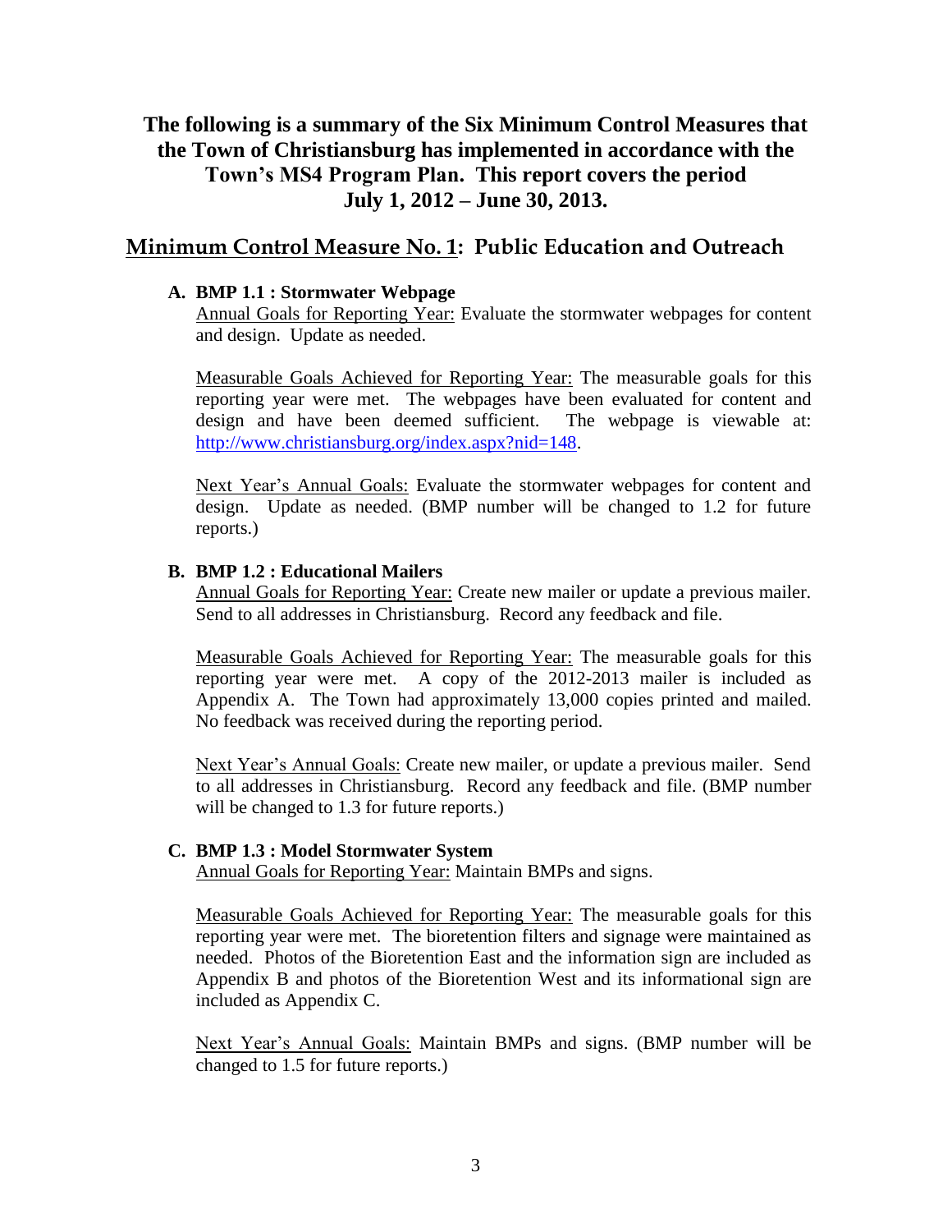## The following is a summary of the Six Minimum Control Measures that the Town of Christiansburg has implemented in accordance with the Town's MS4 Program Plan. This report covers the period July 1, 2012 – June 30, 2013.

## Minimum Control Measure No. 1: Public Education and Outreach

**A. BMP 1.1 : Stormwater Webpage**

Annual Goals for Reporting Year: Evaluate the stormwater webpages for content and design. Update as needed.

Measurable Goals Achieved for Reporting Year: The measurable goals for this reporting year were met. The webpages have been evaluated for content and design and have been deemed sufficient. The webpage is viewable at: http://www.christiansburg.org/index.aspx?nid=148.

Next Year's Annual Goals: Evaluate the stormwater webpages for content and design. Update as needed. (BMP number will be changed to 1.2 for future reports.)

**B. BMP 1.2 : Educational Mailers**

Annual Goals for Reporting Year: Create new mailer or update a previous mailer. Send to all addresses in Christiansburg. Record any feedback and file.

Measurable Goals Achieved for Reporting Year: The measurable goals for this reporting year were met. A copy of the 2012-2013 mailer is included as Appendix A. The Town had approximately 13,000 copies printed and mailed. No feedback was received during the reporting period.

Next Year's Annual Goals: Create new mailer, or update a previous mailer. Send to all addresses in Christiansburg. Record any feedback and file. (BMP number will be changed to 1.3 for future reports.)

**C. BMP 1.3 : Model Stormwater System**

Annual Goals for Reporting Year: Maintain BMPs and signs.

Measurable Goals Achieved for Reporting Year: The measurable goals for this reporting year were met. The bioretention filters and signage were maintained as needed. Photos of the Bioretention East and the information sign are included as Appendix B and photos of the Bioretention West and its informational sign are included as Appendix C.

Next Year's Annual Goals: Maintain BMPs and signs. (BMP number will be changed to 1.5 for future reports.)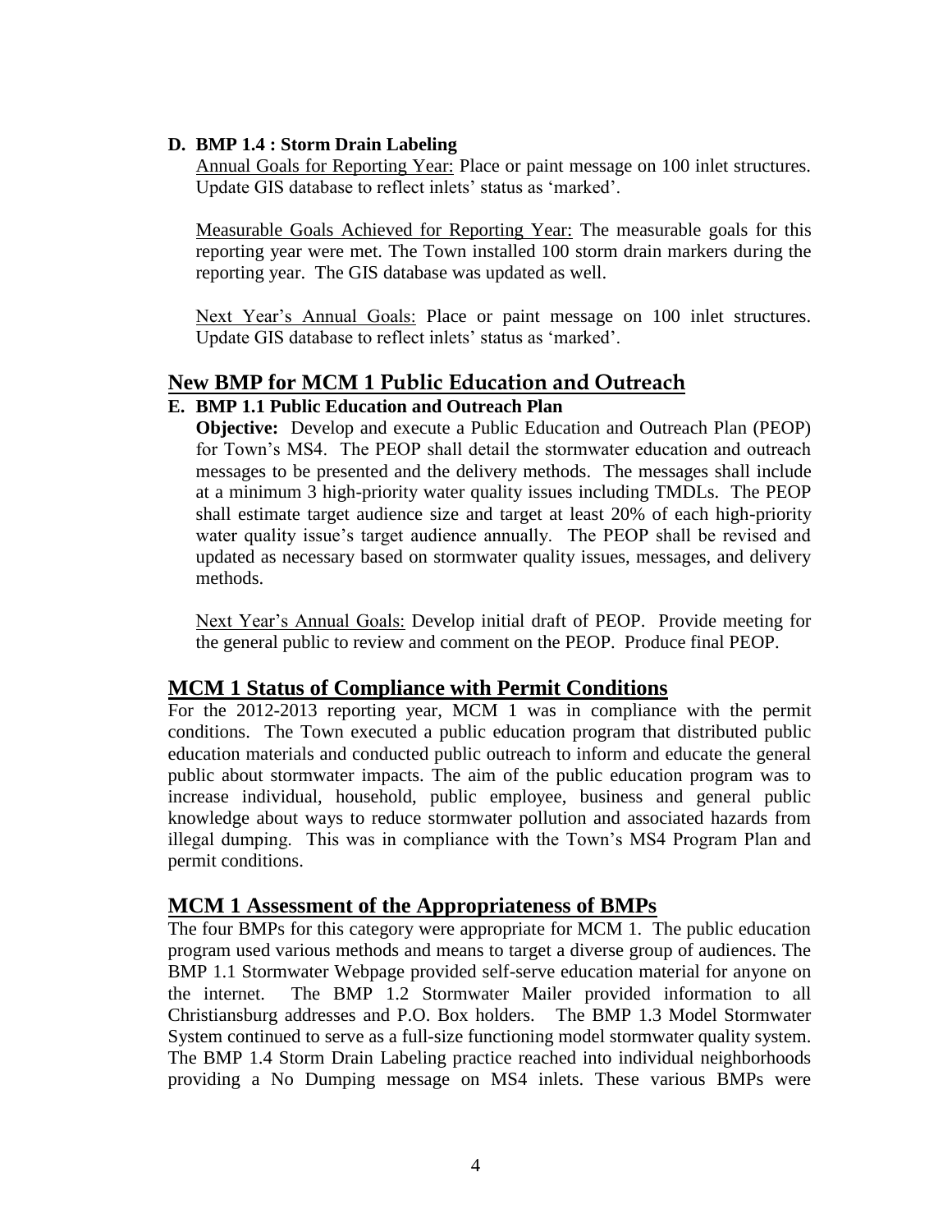**D. BMP 1.4 : Storm Drain Labeling**

Annual Goals for Reporting Year: Place or paint message on 100 inlet structures. Update GIS database to reflect inlets' status as 'marked'.

Measurable Goals Achieved for Reporting Year: The measurable goals for this reporting year were met. The Town installed 100 storm drain markers during the reporting year. The GIS database was updated as well.

Next Year's Annual Goals: Place or paint message on 100 inlet structures. Update GIS database to reflect inlets' status as 'marked'.

## New BMP for MCM 1 Public Education and Outreach

**E. BMP 1.1 Public Education and Outreach Plan**

**Objective:** Develop and execute a Public Education and Outreach Plan (PEOP) for Town's MS4. The PEOP shall detail the stormwater education and outreach messages to be presented and the delivery methods. The messages shall include at a minimum 3 high-priority water quality issues including TMDLs. The PEOP shall estimate target audience size and target at least 20% of each high-priority water quality issue's target audience annually. The PEOP shall be revised and updated as necessary based on stormwater quality issues, messages, and delivery methods.

Next Year's Annual Goals: Develop initial draft of PEOP. Provide meeting for the general public to review and comment on the PEOP. Produce final PEOP.

## MCM 1 Status of Compliance with Permit Conditions

For the 2012-2013 reporting year, MCM 1 was in compliance with the permit conditions. The Town executed a public education program that distributed public education materials and conducted public outreach to inform and educate the general public about stormwater impacts. The aim of the public education program was to increase individual, household, public employee, business and general public knowledge about ways to reduce stormwater pollution and associated hazards from illegal dumping. This was in compliance with the Town's MS4 Program Plan and permit conditions.

## MCM 1 Assessment of the Appropriateness of BMPs

The four BMPs for this category were appropriate for MCM 1. The public education program used various methods and means to target a diverse group of audiences. The BMP 1.1 Stormwater Webpage provided self-serve education material for anyone on the internet. The BMP 1.2 Stormwater Mailer provided information to all Christiansburg addresses and P.O. Box holders. The BMP 1.3 Model Stormwater System continued to serve as a full-size functioning model stormwater quality system. The BMP 1.4 Storm Drain Labeling practice reached into individual neighborhoods providing a No Dumping message on MS4 inlets. These various BMPs were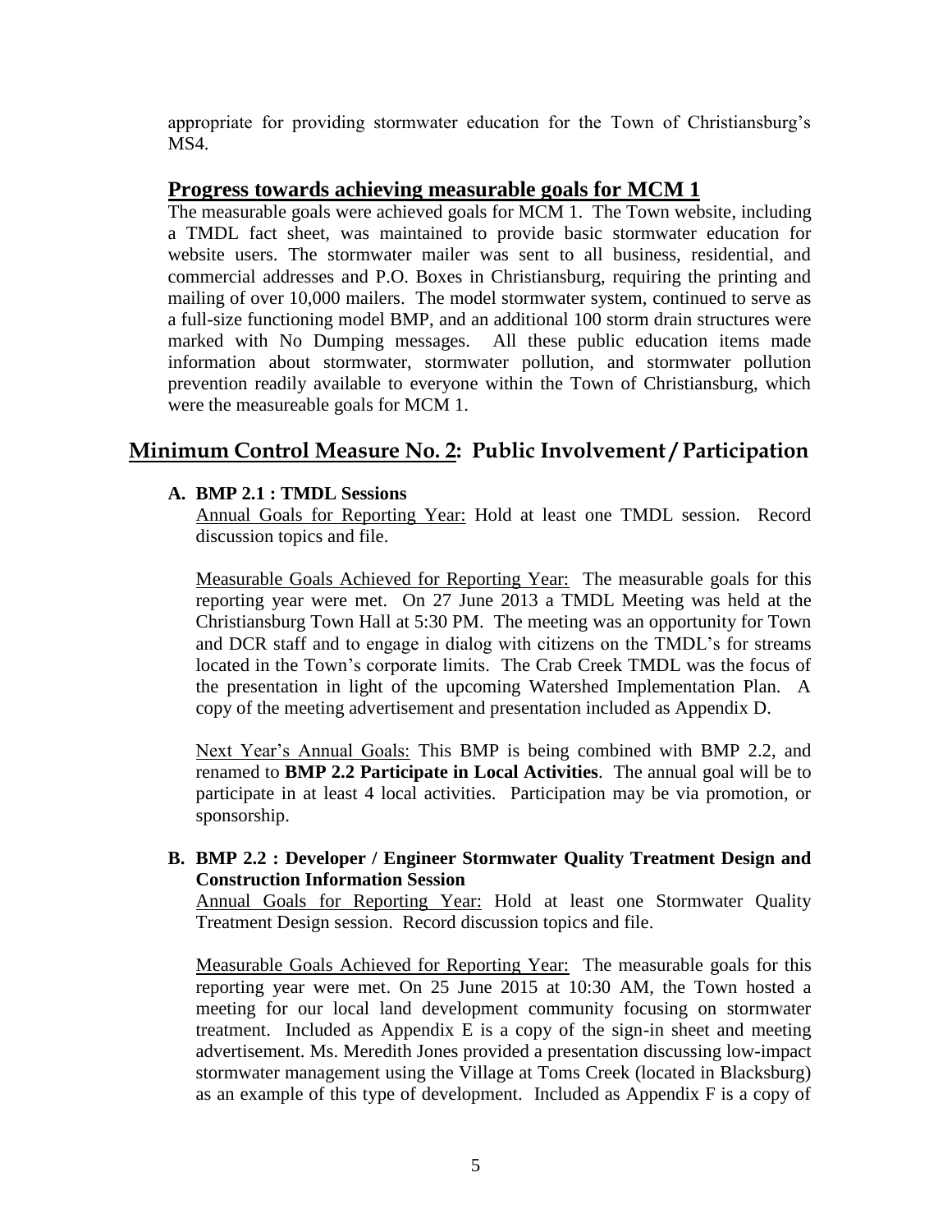appropriate for providing stormwater education for the Town of Christiansburg's MS4.

## Progress towards achieving measurable goals for MCM 1

The measurable goals were achieved goals for MCM 1. The Town website, including a TMDL fact sheet, was maintained to provide basic stormwater education for website users. The stormwater mailer was sent to all business, residential, and commercial addresses and P.O. Boxes in Christiansburg, requiring the printing and mailing of over 10,000 mailers. The model stormwater system, continued to serve as a full-size functioning model BMP, and an additional 100 storm drain structures were marked with No Dumping messages. All these public education items made information about stormwater, stormwater pollution, and stormwater pollution prevention readily available to everyone within the Town of Christiansburg, which were the measureable goals for MCM 1.

## Minimum Control Measure No. 2: Public Involvement / Participation

**A. BMP 2.1 : TMDL Sessions**

Annual Goals for Reporting Year: Hold at least one TMDL session. Record discussion topics and file.

Measurable Goals Achieved for Reporting Year: The measurable goals for this reporting year were met. On 27 June 2013 a TMDL Meeting was held at the Christiansburg Town Hall at 5:30 PM. The meeting was an opportunity for Town and DCR staff and to engage in dialog with citizens on the TMDL's for streams located in the Town's corporate limits. The Crab Creek TMDL was the focus of the presentation in light of the upcoming Watershed Implementation Plan. A copy of the meeting advertisement and presentation included as Appendix D.

Next Year's Annual Goals: This BMP is being combined with BMP 2.2, and renamed to **BMP 2.2 Participate in Local Activities**. The annual goal will be to participate in at least 4 local activities. Participation may be via promotion, or sponsorship.

**B. BMP 2.2 : Developer / Engineer Stormwater Quality Treatment Design and Construction Information Session**

Annual Goals for Reporting Year: Hold at least one Stormwater Quality Treatment Design session. Record discussion topics and file.

Measurable Goals Achieved for Reporting Year: The measurable goals for this reporting year were met. On 25 June 2015 at 10:30 AM, the Town hosted a meeting for our local land development community focusing on stormwater treatment. Included as Appendix E is a copy of the sign-in sheet and meeting advertisement. Ms. Meredith Jones provided a presentation discussing low-impact stormwater management using the Village at Toms Creek (located in Blacksburg) as an example of this type of development. Included as Appendix F is a copy of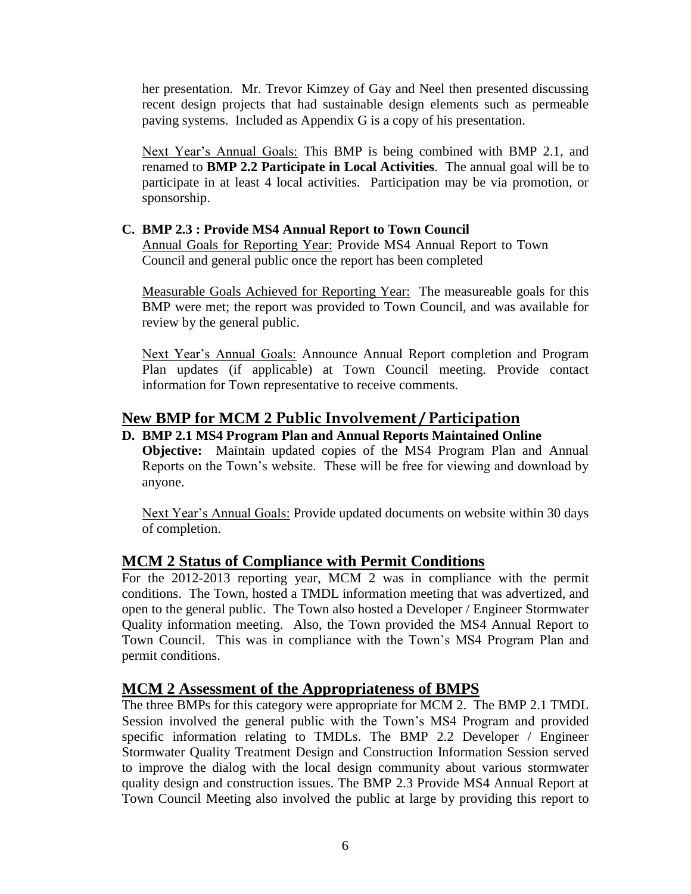her presentation. Mr. Trevor Kimzey of Gay and Neel then presented discussing recent design projects that had sustainable design elements such as permeable paving systems. Included as Appendix G is a copy of his presentation.

Next Year's Annual Goals: This BMP is being combined with BMP 2.1, and renamed to **BMP 2.2 Participate in Local Activities**. The annual goal will be to participate in at least 4 local activities. Participation may be via promotion, or sponsorship.

**C. BMP 2.3 : Provide MS4 Annual Report to Town Council**

Annual Goals for Reporting Year: Provide MS4 Annual Report to Town Council and general public once the report has been completed

Measurable Goals Achieved for Reporting Year: The measureable goals for this BMP were met; the report was provided to Town Council, and was available for review by the general public.

Next Year's Annual Goals: Announce Annual Report completion and Program Plan updates (if applicable) at Town Council meeting. Provide contact information for Town representative to receive comments.

## New BMP for MCM 2 Public Involvement / Participation

**D. BMP 2.1 MS4 Program Plan and Annual Reports Maintained Online**

**Objective:** Maintain updated copies of the MS4 Program Plan and Annual Reports on the Town's website. These will be free for viewing and download by anyone.

Next Year's Annual Goals: Provide updated documents on website within 30 days of completion.

## MCM 2 Status of Compliance with Permit Conditions

For the 2012-2013 reporting year, MCM 2 was in compliance with the permit conditions. The Town, hosted a TMDL information meeting that was advertized, and open to the general public. The Town also hosted a Developer / Engineer Stormwater Quality information meeting. Also, the Town provided the MS4 Annual Report to Town Council. This was in compliance with the Town's MS4 Program Plan and permit conditions.

## MCM 2 Assessment of the Appropriateness of BMPS

The three BMPs for this category were appropriate for MCM 2. The BMP 2.1 TMDL Session involved the general public with the Town's MS4 Program and provided specific information relating to TMDLs. The BMP 2.2 Developer / Engineer Stormwater Quality Treatment Design and Construction Information Session served to improve the dialog with the local design community about various stormwater quality design and construction issues. The BMP 2.3 Provide MS4 Annual Report at Town Council Meeting also involved the public at large by providing this report to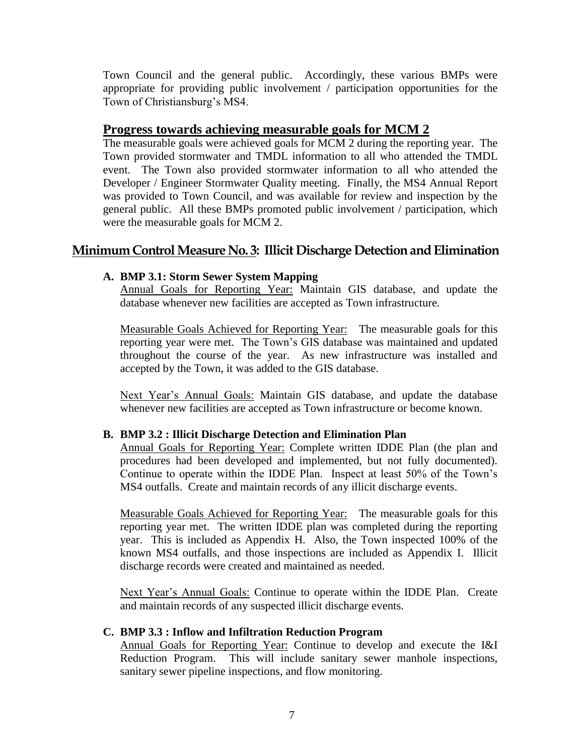Town Council and the general public. Accordingly, these various BMPs were appropriate for providing public involvement / participation opportunities for the Town of Christiansburg's MS4.

## Progress towards achieving measurable goals for MCM 2

The measurable goals were achieved goals for MCM 2 during the reporting year. The Town provided stormwater and TMDL information to all who attended the TMDL event. The Town also provided stormwater information to all who attended the Developer / Engineer Stormwater Quality meeting. Finally, the MS4 Annual Report was provided to Town Council, and was available for review and inspection by the general public. All these BMPs promoted public involvement / participation, which were the measurable goals for MCM 2.

## Minimum Control Measure No. 3: Illicit Discharge Detection and Elimination

**A. BMP 3.1: Storm Sewer System Mapping**

Annual Goals for Reporting Year: Maintain GIS database, and update the database whenever new facilities are accepted as Town infrastructure.

Measurable Goals Achieved for Reporting Year: The measurable goals for this reporting year were met. The Town's GIS database was maintained and updated throughout the course of the year. As new infrastructure was installed and accepted by the Town, it was added to the GIS database.

Next Year's Annual Goals: Maintain GIS database, and update the database whenever new facilities are accepted as Town infrastructure or become known.

**B. BMP 3.2 : Illicit Discharge Detection and Elimination Plan**

Annual Goals for Reporting Year: Complete written IDDE Plan (the plan and procedures had been developed and implemented, but not fully documented). Continue to operate within the IDDE Plan. Inspect at least 50% of the Town's MS4 outfalls. Create and maintain records of any illicit discharge events.

Measurable Goals Achieved for Reporting Year: The measurable goals for this reporting year met. The written IDDE plan was completed during the reporting year. This is included as Appendix H. Also, the Town inspected 100% of the known MS4 outfalls, and those inspections are included as Appendix I. Illicit discharge records were created and maintained as needed.

Next Year's Annual Goals: Continue to operate within the IDDE Plan. Create and maintain records of any suspected illicit discharge events.

**C. BMP 3.3 : Inflow and Infiltration Reduction Program**

Annual Goals for Reporting Year: Continue to develop and execute the I&I Reduction Program. This will include sanitary sewer manhole inspections, sanitary sewer pipeline inspections, and flow monitoring.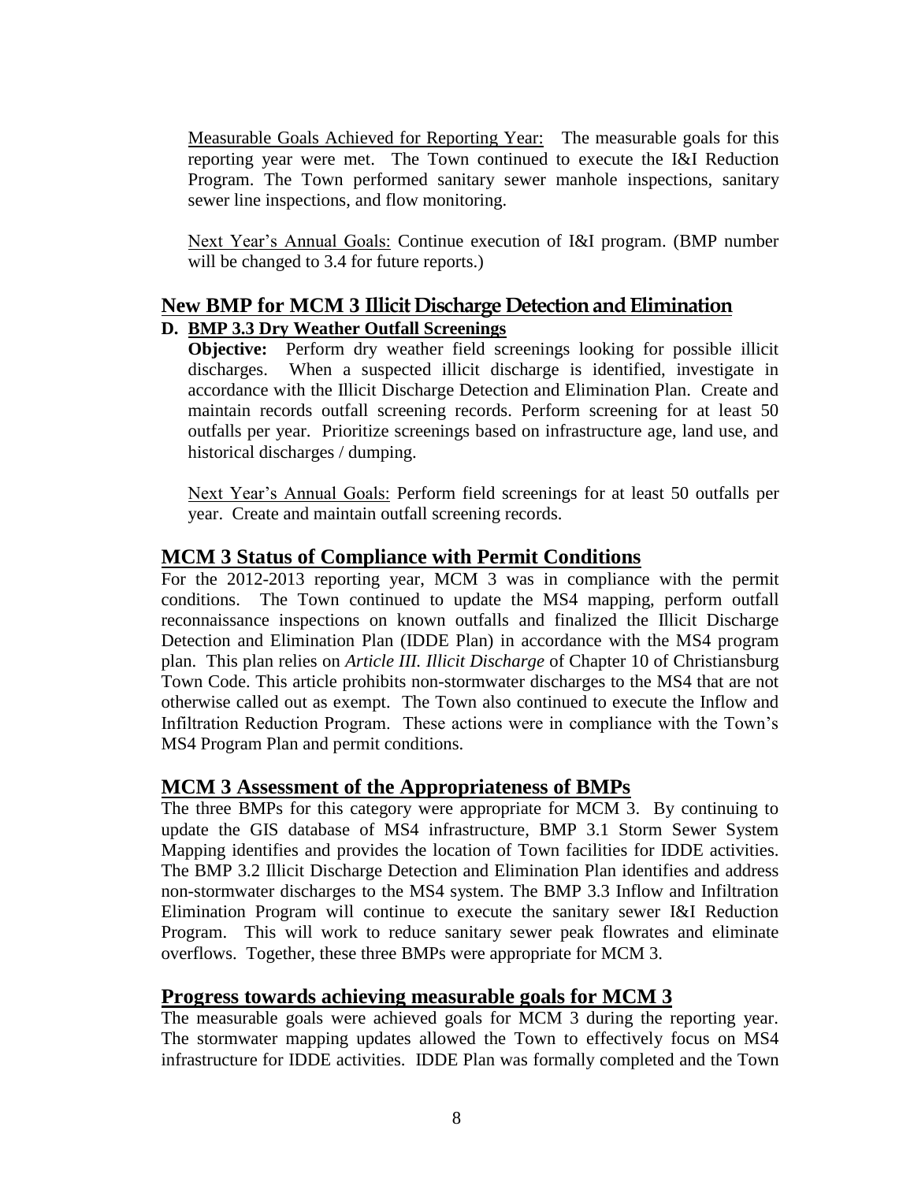Measurable Goals Achieved for Reporting Year: The measurable goals for this reporting year were met. The Town continued to execute the I&I Reduction Program. The Town performed sanitary sewer manhole inspections, sanitary sewer line inspections, and flow monitoring.

Next Year's Annual Goals: Continue execution of I&I program. (BMP number will be changed to 3.4 for future reports.)

## New BMP for MCM 3 Illicit Discharge Detection and Elimination

**D. BMP 3.3 Dry Weather Outfall Screenings**

**Objective:** Perform dry weather field screenings looking for possible illicit discharges. When a suspected illicit discharge is identified, investigate in accordance with the Illicit Discharge Detection and Elimination Plan. Create and maintain records outfall screening records. Perform screening for at least 50 outfalls per year. Prioritize screenings based on infrastructure age, land use, and historical discharges / dumping.

Next Year's Annual Goals: Perform field screenings for at least 50 outfalls per year. Create and maintain outfall screening records.

## MCM 3 Status of Compliance with Permit Conditions

For the 2012-2013 reporting year, MCM 3 was in compliance with the permit conditions. The Town continued to update the MS4 mapping, perform outfall reconnaissance inspections on known outfalls and finalized the Illicit Discharge Detection and Elimination Plan (IDDE Plan) in accordance with the MS4 program plan. This plan relies on *Article III. Illicit Discharge* of Chapter 10 of Christiansburg Town Code. This article prohibits non-stormwater discharges to the MS4 that are not otherwise called out as exempt. The Town also continued to execute the Inflow and Infiltration Reduction Program. These actions were in compliance with the Town's MS4 Program Plan and permit conditions.

## MCM 3 Assessment of the Appropriateness of BMPs

The three BMPs for this category were appropriate for MCM 3. By continuing to update the GIS database of MS4 infrastructure, BMP 3.1 Storm Sewer System Mapping identifies and provides the location of Town facilities for IDDE activities. The BMP 3.2 Illicit Discharge Detection and Elimination Plan identifies and address non-stormwater discharges to the MS4 system. The BMP 3.3 Inflow and Infiltration Elimination Program will continue to execute the sanitary sewer I&I Reduction Program. This will work to reduce sanitary sewer peak flowrates and eliminate overflows. Together, these three BMPs were appropriate for MCM 3.

## Progress towards achieving measurable goals for MCM 3

The measurable goals were achieved goals for MCM 3 during the reporting year. The stormwater mapping updates allowed the Town to effectively focus on MS4 infrastructure for IDDE activities. IDDE Plan was formally completed and the Town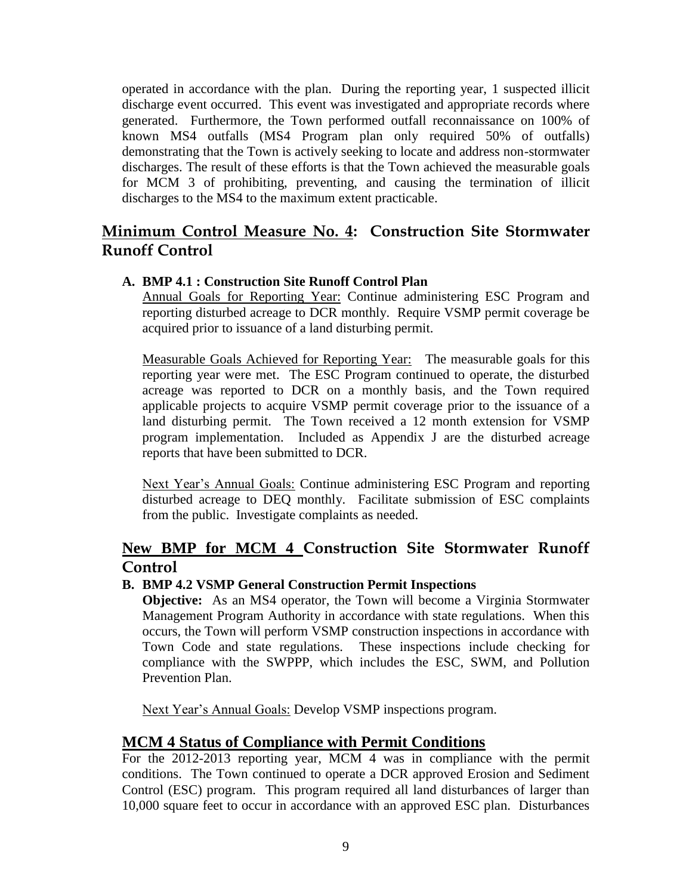operated in accordance with the plan. During the reporting year, 1 suspected illicit discharge event occurred. This event was investigated and appropriate records where generated. Furthermore, the Town performed outfall reconnaissance on 100% of known MS4 outfalls (MS4 Program plan only required 50% of outfalls) demonstrating that the Town is actively seeking to locate and address non-stormwater discharges. The result of these efforts is that the Town achieved the measurable goals for MCM 3 of prohibiting, preventing, and causing the termination of illicit discharges to the MS4 to the maximum extent practicable.

## Minimum Control Measure No. 4: Construction Site Stormwater Runoff Control

**A. BMP 4.1 : Construction Site Runoff Control Plan**

Annual Goals for Reporting Year: Continue administering ESC Program and reporting disturbed acreage to DCR monthly. Require VSMP permit coverage be acquired prior to issuance of a land disturbing permit.

Measurable Goals Achieved for Reporting Year: The measurable goals for this reporting year were met. The ESC Program continued to operate, the disturbed acreage was reported to DCR on a monthly basis, and the Town required applicable projects to acquire VSMP permit coverage prior to the issuance of a land disturbing permit. The Town received a 12 month extension for VSMP program implementation. Included as Appendix J are the disturbed acreage reports that have been submitted to DCR.

Next Year's Annual Goals: Continue administering ESC Program and reporting disturbed acreage to DEQ monthly. Facilitate submission of ESC complaints from the public. Investigate complaints as needed.

## New BMP for MCM 4 Construction Site Stormwater Runoff Control

**B. BMP 4.2 VSMP General Construction Permit Inspections**

**Objective:** As an MS4 operator, the Town will become a Virginia Stormwater Management Program Authority in accordance with state regulations. When this occurs, the Town will perform VSMP construction inspections in accordance with Town Code and state regulations. These inspections include checking for compliance with the SWPPP, which includes the ESC, SWM, and Pollution Prevention Plan.

Next Year's Annual Goals: Develop VSMP inspections program.

## MCM 4 Status of Compliance with Permit Conditions

For the 2012-2013 reporting year, MCM 4 was in compliance with the permit conditions. The Town continued to operate a DCR approved Erosion and Sediment Control (ESC) program. This program required all land disturbances of larger than 10,000 square feet to occur in accordance with an approved ESC plan. Disturbances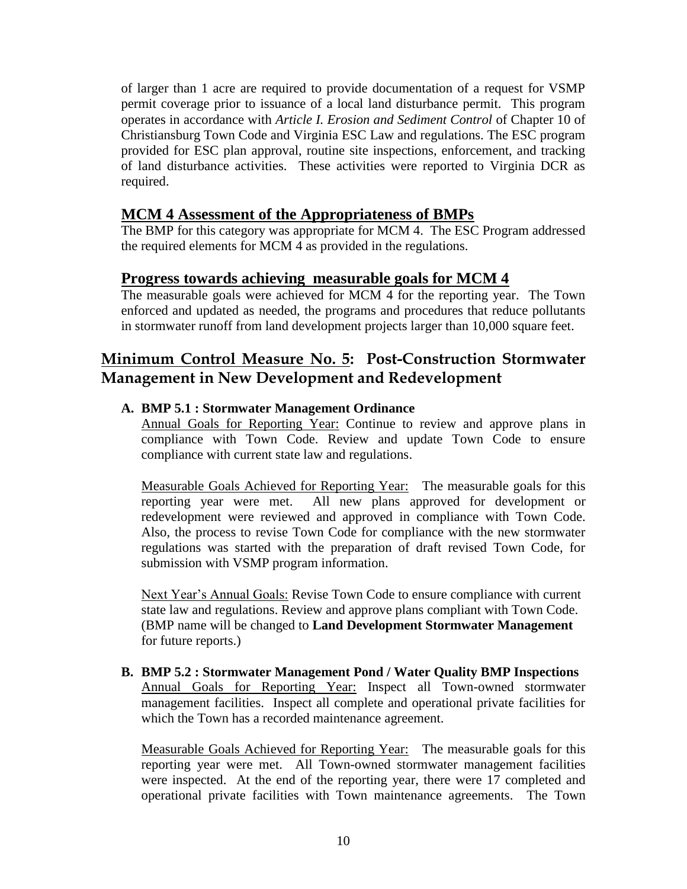of larger than 1 acre are required to provide documentation of a request for VSMP permit coverage prior to issuance of a local land disturbance permit. This program operates in accordance with *Article I. Erosion and Sediment Control* of Chapter 10 of Christiansburg Town Code and Virginia ESC Law and regulations. The ESC program provided for ESC plan approval, routine site inspections, enforcement, and tracking of land disturbance activities. These activities were reported to Virginia DCR as required.

### MCM 4 Assessment of the Appropriateness of BMPs

The BMP for this category was appropriate for MCM 4. The ESC Program addressed the required elements for MCM 4 as provided in the regulations.

### Progress towards achieving measurable goals for MCM 4

The measurable goals were achieved for MCM 4 for the reporting year. The Town enforced and updated as needed, the programs and procedures that reduce pollutants in stormwater runoff from land development projects larger than 10,000 square feet.

## Minimum Control Measure No. 5: Post-Construction Stormwater Management in New Development and Redevelopment

**A. BMP 5.1 : Stormwater Management Ordinance**

Annual Goals for Reporting Year: Continue to review and approve plans in compliance with Town Code. Review and update Town Code to ensure compliance with current state law and regulations.

Measurable Goals Achieved for Reporting Year: The measurable goals for this reporting year were met. All new plans approved for development or redevelopment were reviewed and approved in compliance with Town Code. Also, the process to revise Town Code for compliance with the new stormwater regulations was started with the preparation of draft revised Town Code, for submission with VSMP program information.

Next Year's Annual Goals: Revise Town Code to ensure compliance with current state law and regulations. Review and approve plans compliant with Town Code. (BMP name will be changed to **Land Development Stormwater Management** for future reports.)

**B. BMP 5.2 : Stormwater Management Pond / Water Quality BMP Inspections**

Annual Goals for Reporting Year: Inspect all Town-owned stormwater management facilities. Inspect all complete and operational private facilities for which the Town has a recorded maintenance agreement.

Measurable Goals Achieved for Reporting Year: The measurable goals for this reporting year were met. All Town-owned stormwater management facilities were inspected. At the end of the reporting year, there were 17 completed and operational private facilities with Town maintenance agreements. The Town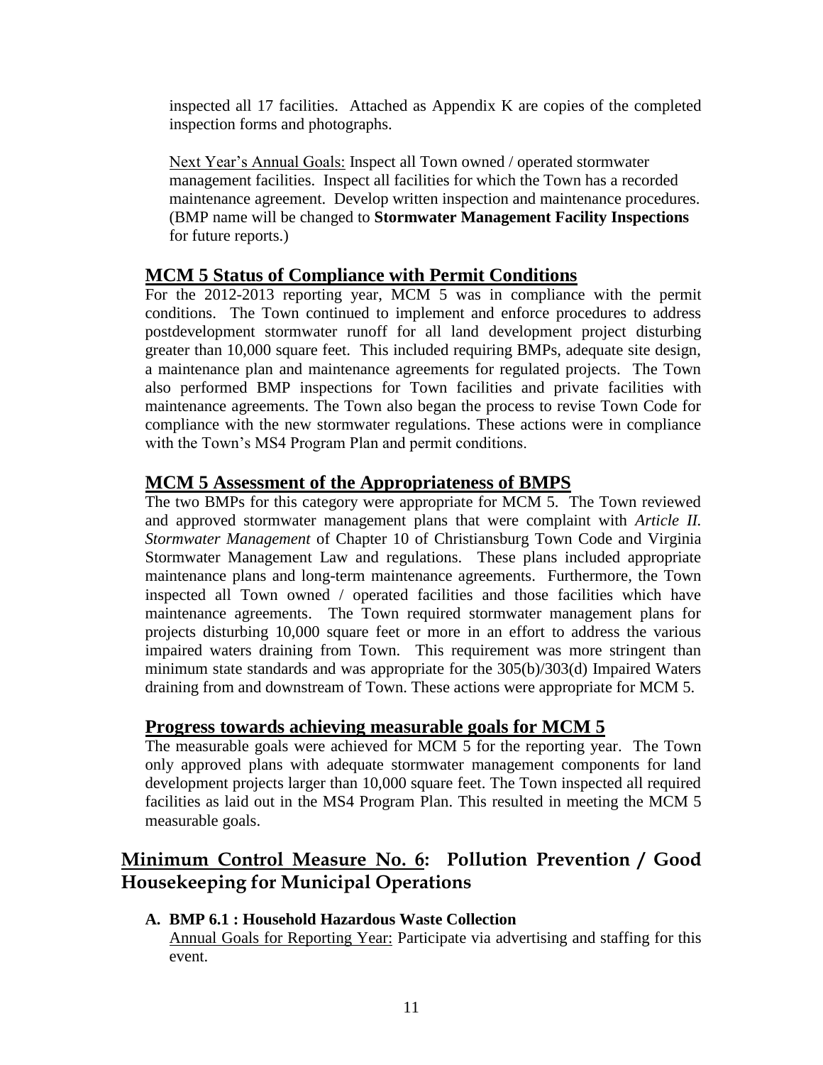inspected all 17 facilities. Attached as Appendix K are copies of the completed inspection forms and photographs.

Next Year's Annual Goals: Inspect all Town owned / operated stormwater management facilities. Inspect all facilities for which the Town has a recorded maintenance agreement. Develop written inspection and maintenance procedures. (BMP name will be changed to **Stormwater Management Facility Inspections** for future reports.)

## MCM 5 Status of Compliance with Permit Conditions

For the 2012-2013 reporting year, MCM 5 was in compliance with the permit conditions. The Town continued to implement and enforce procedures to address postdevelopment stormwater runoff for all land development project disturbing greater than 10,000 square feet. This included requiring BMPs, adequate site design, a maintenance plan and maintenance agreements for regulated projects. The Town also performed BMP inspections for Town facilities and private facilities with maintenance agreements. The Town also began the process to revise Town Code for compliance with the new stormwater regulations. These actions were in compliance with the Town's MS4 Program Plan and permit conditions.

## MCM 5 Assessment of the Appropriateness of BMPS

The two BMPs for this category were appropriate for MCM 5. The Town reviewed and approved stormwater management plans that were complaint with *Article II. Stormwater Management* of Chapter 10 of Christiansburg Town Code and Virginia Stormwater Management Law and regulations. These plans included appropriate maintenance plans and long-term maintenance agreements. Furthermore, the Town inspected all Town owned / operated facilities and those facilities which have maintenance agreements. The Town required stormwater management plans for projects disturbing 10,000 square feet or more in an effort to address the various impaired waters draining from Town. This requirement was more stringent than minimum state standards and was appropriate for the 305(b)/303(d) Impaired Waters draining from and downstream of Town. These actions were appropriate for MCM 5.

## Progress towards achieving measurable goals for MCM 5

The measurable goals were achieved for MCM 5 for the reporting year. The Town only approved plans with adequate stormwater management components for land development projects larger than 10,000 square feet. The Town inspected all required facilities as laid out in the MS4 Program Plan. This resulted in meeting the MCM 5 measurable goals.

# Minimum Control Measure No. 6: Pollution Prevention / Good Housekeeping for Municipal Operations

**A. BMP 6.1 : Household Hazardous Waste Collection**

Annual Goals for Reporting Year: Participate via advertising and staffing for this event.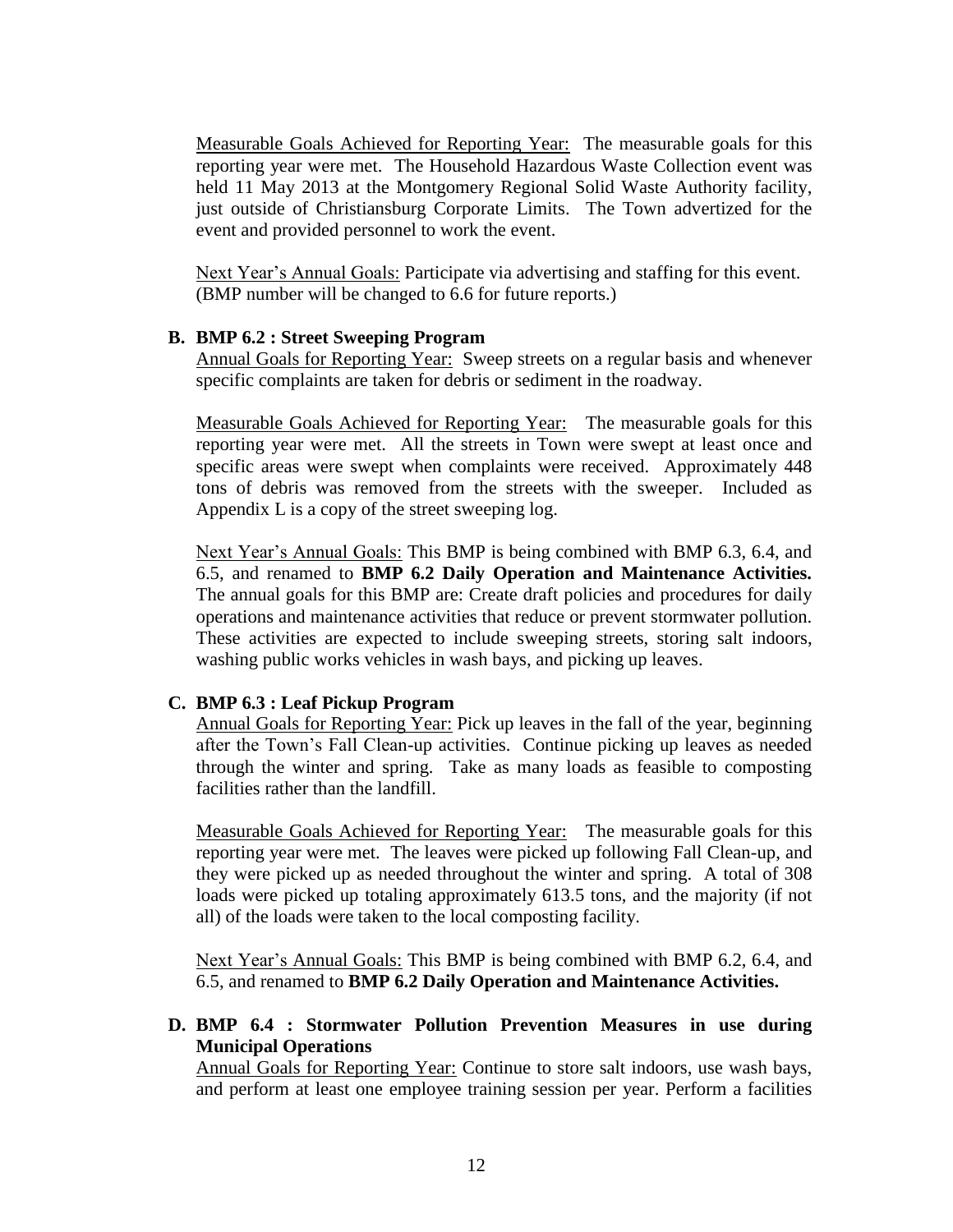Measurable Goals Achieved for Reporting Year: The measurable goals for this reporting year were met. The Household Hazardous Waste Collection event was held 11 May 2013 at the Montgomery Regional Solid Waste Authority facility, just outside of Christiansburg Corporate Limits. The Town advertized for the event and provided personnel to work the event.

Next Year's Annual Goals: Participate via advertising and staffing for this event. (BMP number will be changed to 6.6 for future reports.)

**B. BMP 6.2 : Street Sweeping Program**

Annual Goals for Reporting Year: Sweep streets on a regular basis and whenever specific complaints are taken for debris or sediment in the roadway.

Measurable Goals Achieved for Reporting Year: The measurable goals for this reporting year were met. All the streets in Town were swept at least once and specific areas were swept when complaints were received. Approximately 448 tons of debris was removed from the streets with the sweeper. Included as Appendix L is a copy of the street sweeping log.

Next Year's Annual Goals: This BMP is being combined with BMP 6.3, 6.4, and 6.5, and renamed to **BMP 6.2 Daily Operation and Maintenance Activities.** The annual goals for this BMP are: Create draft policies and procedures for daily operations and maintenance activities that reduce or prevent stormwater pollution. These activities are expected to include sweeping streets, storing salt indoors, washing public works vehicles in wash bays, and picking up leaves.

**C. BMP 6.3 : Leaf Pickup Program**

Annual Goals for Reporting Year: Pick up leaves in the fall of the year, beginning after the Town's Fall Clean-up activities. Continue picking up leaves as needed through the winter and spring. Take as many loads as feasible to composting facilities rather than the landfill.

Measurable Goals Achieved for Reporting Year: The measurable goals for this reporting year were met. The leaves were picked up following Fall Clean-up, and they were picked up as needed throughout the winter and spring. A total of 308 loads were picked up totaling approximately 613.5 tons, and the majority (if not all) of the loads were taken to the local composting facility.

Next Year's Annual Goals: This BMP is being combined with BMP 6.2, 6.4, and 6.5, and renamed to **BMP 6.2 Daily Operation and Maintenance Activities.**

**D. BMP 6.4 : Stormwater Pollution Prevention Measures in use during Municipal Operations**

Annual Goals for Reporting Year: Continue to store salt indoors, use wash bays, and perform at least one employee training session per year. Perform a facilities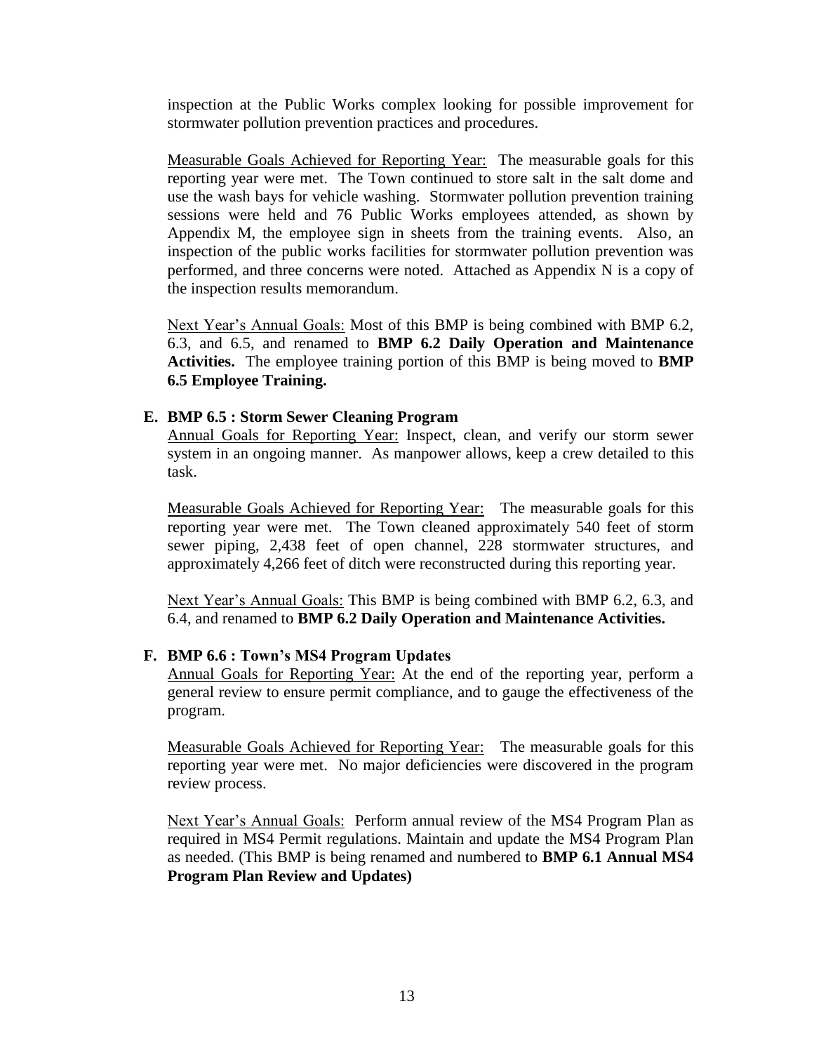inspection at the Public Works complex looking for possible improvement for stormwater pollution prevention practices and procedures.

Measurable Goals Achieved for Reporting Year: The measurable goals for this reporting year were met. The Town continued to store salt in the salt dome and use the wash bays for vehicle washing. Stormwater pollution prevention training sessions were held and 76 Public Works employees attended, as shown by Appendix M, the employee sign in sheets from the training events. Also, an inspection of the public works facilities for stormwater pollution prevention was performed, and three concerns were noted. Attached as Appendix N is a copy of the inspection results memorandum.

Next Year's Annual Goals: Most of this BMP is being combined with BMP 6.2, 6.3, and 6.5, and renamed to **BMP 6.2 Daily Operation and Maintenance Activities.** The employee training portion of this BMP is being moved to **BMP 6.5 Employee Training.**

**E. BMP 6.5 : Storm Sewer Cleaning Program**

Annual Goals for Reporting Year: Inspect, clean, and verify our storm sewer system in an ongoing manner. As manpower allows, keep a crew detailed to this task.

Measurable Goals Achieved for Reporting Year: The measurable goals for this reporting year were met. The Town cleaned approximately 540 feet of storm sewer piping, 2,438 feet of open channel, 228 stormwater structures, and approximately 4,266 feet of ditch were reconstructed during this reporting year.

Next Year's Annual Goals: This BMP is being combined with BMP 6.2, 6.3, and 6.4, and renamed to **BMP 6.2 Daily Operation and Maintenance Activities.**

**F. BMP 6.6 : Town's MS4 Program Updates**

Annual Goals for Reporting Year: At the end of the reporting year, perform a general review to ensure permit compliance, and to gauge the effectiveness of the program.

Measurable Goals Achieved for Reporting Year: The measurable goals for this reporting year were met. No major deficiencies were discovered in the program review process.

Next Year's Annual Goals: Perform annual review of the MS4 Program Plan as required in MS4 Permit regulations. Maintain and update the MS4 Program Plan as needed. (This BMP is being renamed and numbered to **BMP 6.1 Annual MS4 Program Plan Review and Updates)**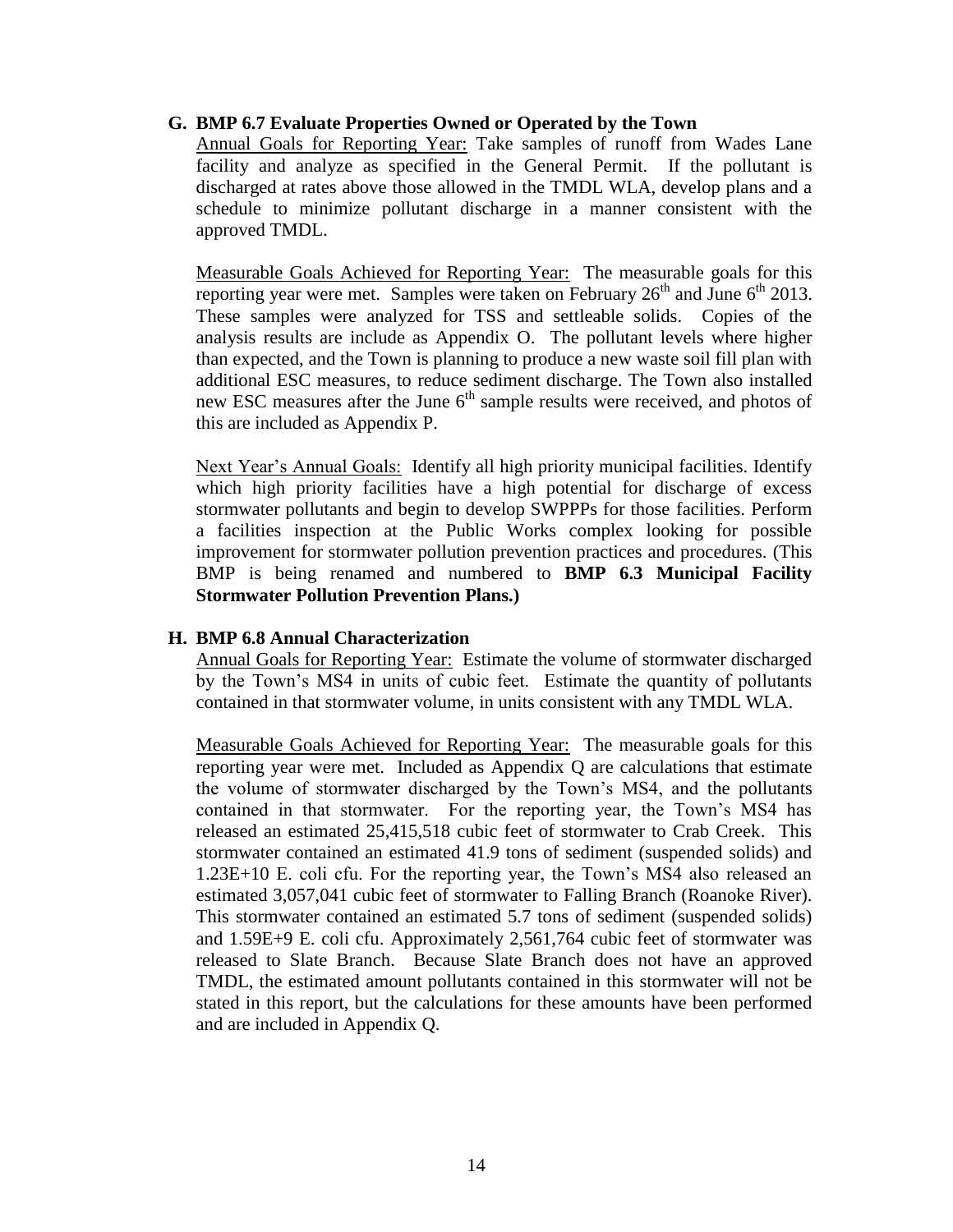### G. BMP 6.7 Evaluate Properties Owned or Operated by the Town

<u>Annual Goals for Reporting Year:</u> Take samples of runoff from Wades Lane facility and analyze as specified in the General Permit. If the pollutant is discharged at rates above those allowed in the TMDL WLA, develop plans and a schedule to minimize pollutant discharge in a manner consistent with the approved TMDL.

<u>Measurable Goals Achieved for Reporting Year:</u> The measurable goals for this reporting year were met. Samples were taken on February 26th and June 6th 2013. These samples were analyzed for TSS and settleable solids. Copies of the analysis results are include as Appendix O. The pollutant levels where higher than expected, and the Town is planning to produce a new waste soil fill plan with additional ESC measures, to reduce sediment discharge. The Town also installed new ESC measures after the June 6th sample results were received, and photos of this are included as Appendix P.

<u>Next Year's Annual Goals:</u> Identify all high priority municipal facilities. Identify which high priority facilities have a high potential for discharge of excess stormwater pollutants and begin to develop SWPPPs for those facilities. Perform a facilities inspection at the Public Works complex looking for possible improvement for stormwater pollution prevention practices and procedures. (This BMP is being renamed and numbered to **BMP 6.3 Municipal Facility Stormwater Pollution Prevention Plans.)**

### H. BMP 6.8 Annual Characterization

<u>Annual Goals for Reporting Year:</u> Estimate the volume of stormwater discharged by the Town's MS4 in units of cubic feet. Estimate the quantity of pollutants contained in that stormwater volume, in units consistent with any TMDL WLA.

<u>Measurable Goals Achieved for Reporting Year:</u> The measurable goals for this reporting year were met. Included as Appendix Q are calculations that estimate the volume of stormwater discharged by the Town's MS4, and the pollutants contained in that stormwater. For the reporting year, the Town's MS4 has released an estimated 25,415,518 cubic feet of stormwater to Crab Creek. This stormwater contained an estimated 41.9 tons of sediment (suspended solids) and 1.23E+10 E. coli cfu. For the reporting year, the Town's MS4 also released an estimated 3,057,041 cubic feet of stormwater to Falling Branch (Roanoke River). This stormwater contained an estimated 5.7 tons of sediment (suspended solids) and 1.59E+9 E. coli cfu. Approximately 2,561,764 cubic feet of stormwater was released to Slate Branch. Because Slate Branch does not have an approved TMDL, the estimated amount pollutants contained in this stormwater will not be stated in this report, but the calculations for these amounts have been performed and are included in Appendix Q.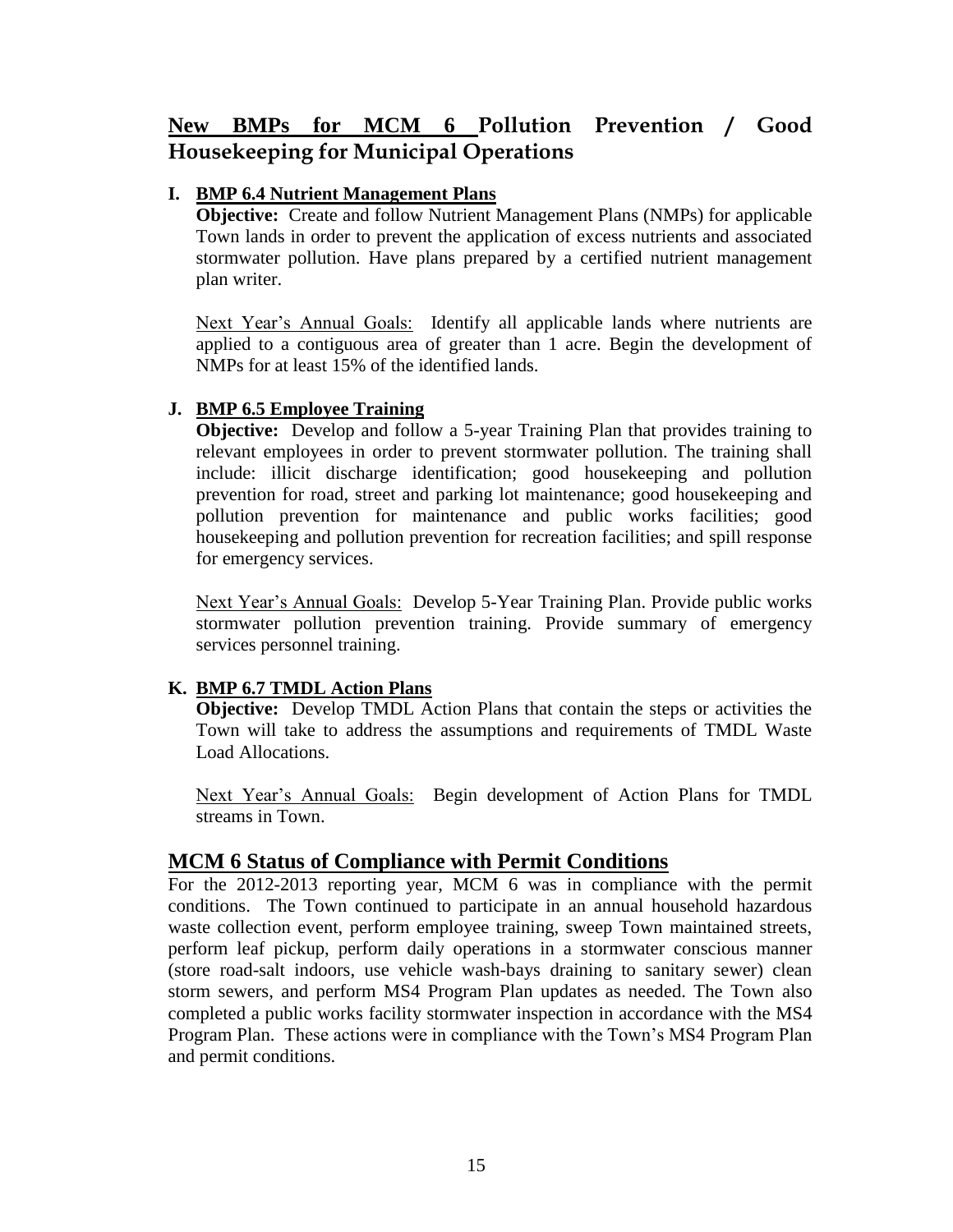## New BMPs for MCM 6 Pollution Prevention / Good Housekeeping for Municipal Operations

**I. BMP 6.4 Nutrient Management Plans**

**Objective:** Create and follow Nutrient Management Plans (NMPs) for applicable Town lands in order to prevent the application of excess nutrients and associated stormwater pollution. Have plans prepared by a certified nutrient management plan writer.

Next Year's Annual Goals: Identify all applicable lands where nutrients are applied to a contiguous area of greater than 1 acre. Begin the development of NMPs for at least 15% of the identified lands.

**J. BMP 6.5 Employee Training**

**Objective:** Develop and follow a 5-year Training Plan that provides training to relevant employees in order to prevent stormwater pollution. The training shall include: illicit discharge identification; good housekeeping and pollution prevention for road, street and parking lot maintenance; good housekeeping and pollution prevention for maintenance and public works facilities; good housekeeping and pollution prevention for recreation facilities; and spill response for emergency services.

Next Year's Annual Goals: Develop 5-Year Training Plan. Provide public works stormwater pollution prevention training. Provide summary of emergency services personnel training.

**K. BMP 6.7 TMDL Action Plans**

**Objective:** Develop TMDL Action Plans that contain the steps or activities the Town will take to address the assumptions and requirements of TMDL Waste Load Allocations.

Next Year's Annual Goals: Begin development of Action Plans for TMDL streams in Town.

## MCM 6 Status of Compliance with Permit Conditions

For the 2012-2013 reporting year, MCM 6 was in compliance with the permit conditions. The Town continued to participate in an annual household hazardous waste collection event, perform employee training, sweep Town maintained streets, perform leaf pickup, perform daily operations in a stormwater conscious manner (store road-salt indoors, use vehicle wash-bays draining to sanitary sewer) clean storm sewers, and perform MS4 Program Plan updates as needed. The Town also completed a public works facility stormwater inspection in accordance with the MS4 Program Plan. These actions were in compliance with the Town's MS4 Program Plan and permit conditions.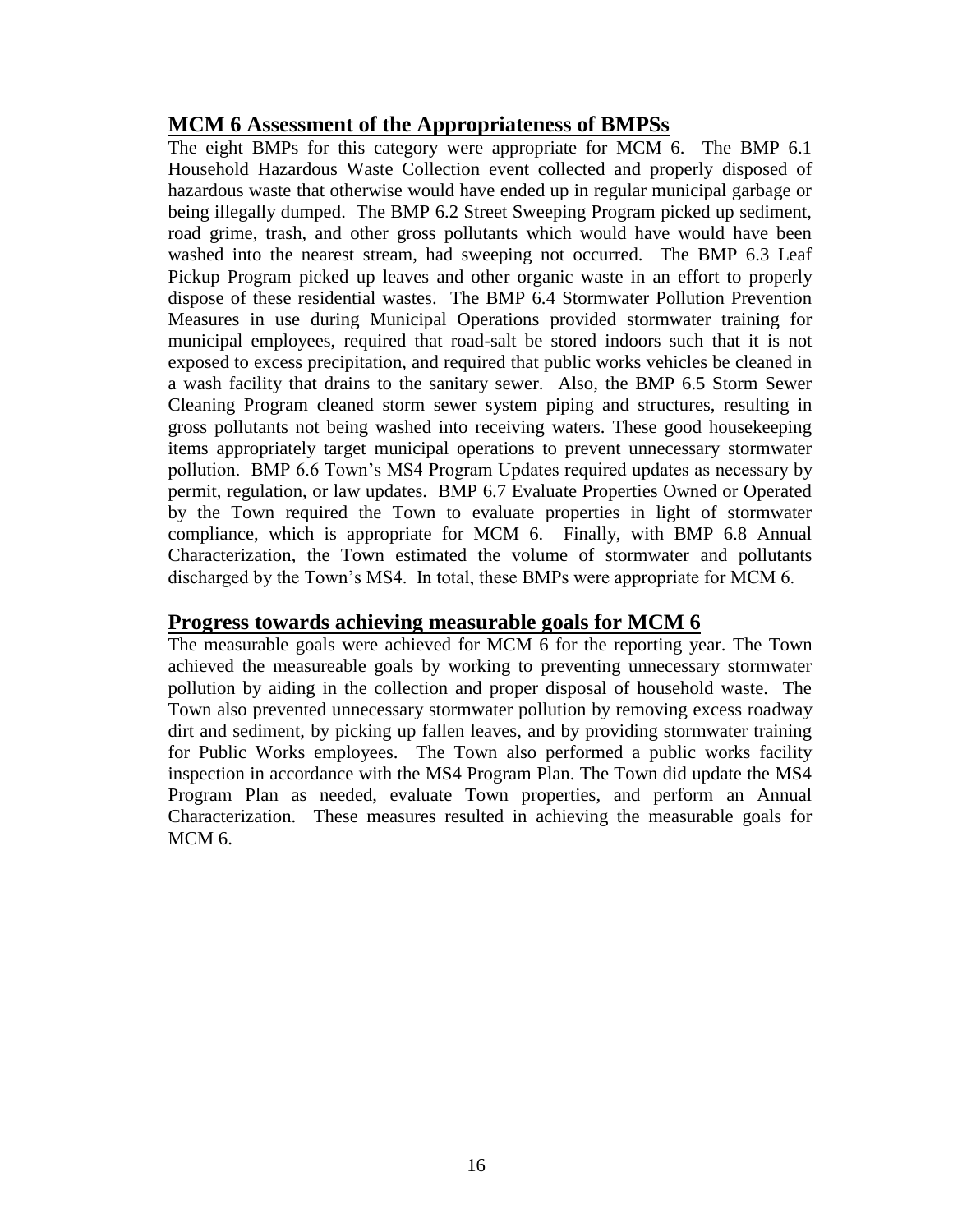## MCM 6 Assessment of the Appropriateness of BMPSs

The eight BMPs for this category were appropriate for MCM 6. The BMP 6.1 Household Hazardous Waste Collection event collected and properly disposed of hazardous waste that otherwise would have ended up in regular municipal garbage or being illegally dumped. The BMP 6.2 Street Sweeping Program picked up sediment, road grime, trash, and other gross pollutants which would have would have been washed into the nearest stream, had sweeping not occurred. The BMP 6.3 Leaf Pickup Program picked up leaves and other organic waste in an effort to properly dispose of these residential wastes. The BMP 6.4 Stormwater Pollution Prevention Measures in use during Municipal Operations provided stormwater training for municipal employees, required that road-salt be stored indoors such that it is not exposed to excess precipitation, and required that public works vehicles be cleaned in a wash facility that drains to the sanitary sewer. Also, the BMP 6.5 Storm Sewer Cleaning Program cleaned storm sewer system piping and structures, resulting in gross pollutants not being washed into receiving waters. These good housekeeping items appropriately target municipal operations to prevent unnecessary stormwater pollution. BMP 6.6 Town's MS4 Program Updates required updates as necessary by permit, regulation, or law updates. BMP 6.7 Evaluate Properties Owned or Operated by the Town required the Town to evaluate properties in light of stormwater compliance, which is appropriate for MCM 6. Finally, with BMP 6.8 Annual Characterization, the Town estimated the volume of stormwater and pollutants discharged by the Town's MS4. In total, these BMPs were appropriate for MCM 6.

## Progress towards achieving measurable goals for MCM 6

The measurable goals were achieved for MCM 6 for the reporting year. The Town achieved the measureable goals by working to preventing unnecessary stormwater pollution by aiding in the collection and proper disposal of household waste. The Town also prevented unnecessary stormwater pollution by removing excess roadway dirt and sediment, by picking up fallen leaves, and by providing stormwater training for Public Works employees. The Town also performed a public works facility inspection in accordance with the MS4 Program Plan. The Town did update the MS4 Program Plan as needed, evaluate Town properties, and perform an Annual Characterization. These measures resulted in achieving the measurable goals for MCM 6.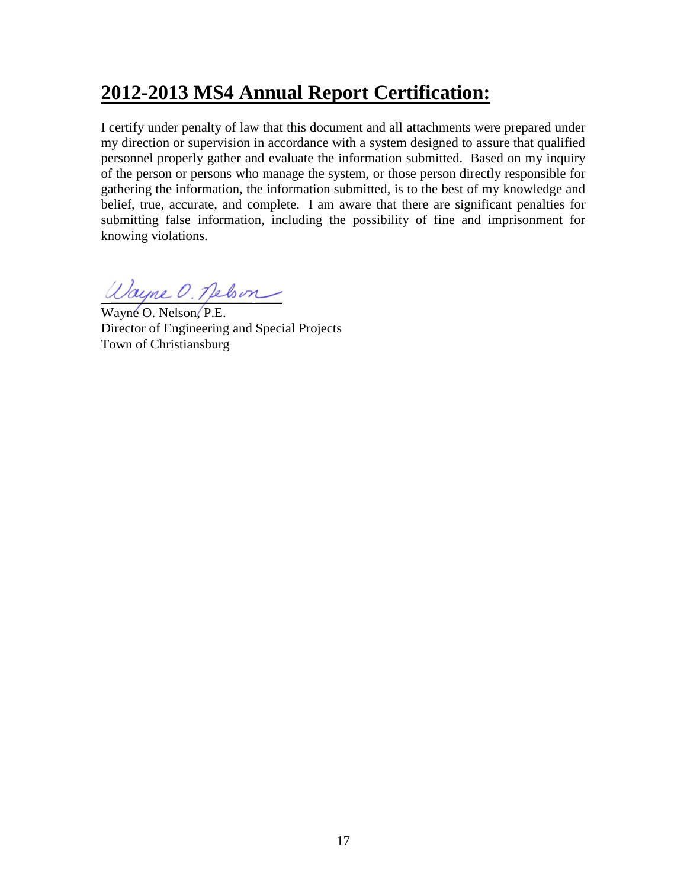## 2012-2013 MS4 Annual Report Certification:

I certify under penalty of law that this document and all attachments were prepared under my direction or supervision in accordance with a system designed to assure that qualified personnel properly gather and evaluate the information submitted. Based on my inquiry of the person or persons who manage the system, or those person directly responsible for gathering the information, the information submitted, is to the best of my knowledge and belief, true, accurate, and complete. I am aware that there are significant penalties for submitting false information, including the possibility of fine and imprisonment for knowing violations.

Wayne O. Nelson, P.E.  
Director of Engineering and Special Projects  
Town of Christiansburg